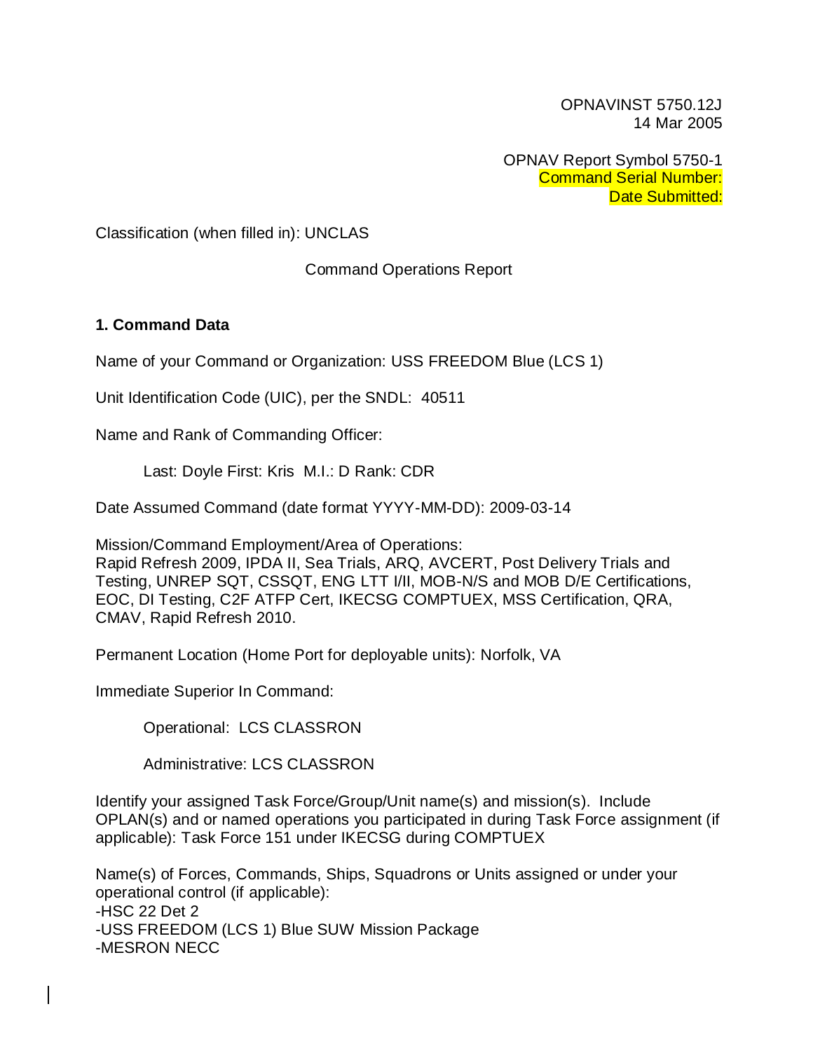OPNAVINST 5750.12J
14 Mar 2005

OPNAV Report Symbol 5750-1
Command Serial Number:
Date Submitted:

Classification (when filled in): UNCLAS

Command Operations Report

**1. Command Data**

Name of your Command or Organization: USS FREEDOM Blue (LCS 1)

Unit Identification Code (UIC), per the SNDL: 40511

Name and Rank of Commanding Officer:

Last: Doyle First: Kris M.I.: D Rank: CDR

Date Assumed Command (date format YYYY-MM-DD): 2009-03-14

Mission/Command Employment/Area of Operations:
Rapid Refresh 2009, IPDA II, Sea Trials, ARQ, AVCERT, Post Delivery Trials and Testing, UNREP SQT, CSSQT, ENG LTT I/II, MOB-N/S and MOB D/E Certifications, EOC, DI Testing, C2F ATFP Cert, IKECSG COMPTUEX, MSS Certification, QRA, CMAV, Rapid Refresh 2010.

Permanent Location (Home Port for deployable units): Norfolk, VA

Immediate Superior In Command:

Operational: LCS CLASSRON

Administrative: LCS CLASSRON

Identify your assigned Task Force/Group/Unit name(s) and mission(s). Include OPLAN(s) and or named operations you participated in during Task Force assignment (if applicable): Task Force 151 under IKECSG during COMPTUEX

Name(s) of Forces, Commands, Ships, Squadrons or Units assigned or under your operational control (if applicable):
-HSC 22 Det 2
-USS FREEDOM (LCS 1) Blue SUW Mission Package
-MESRON NECC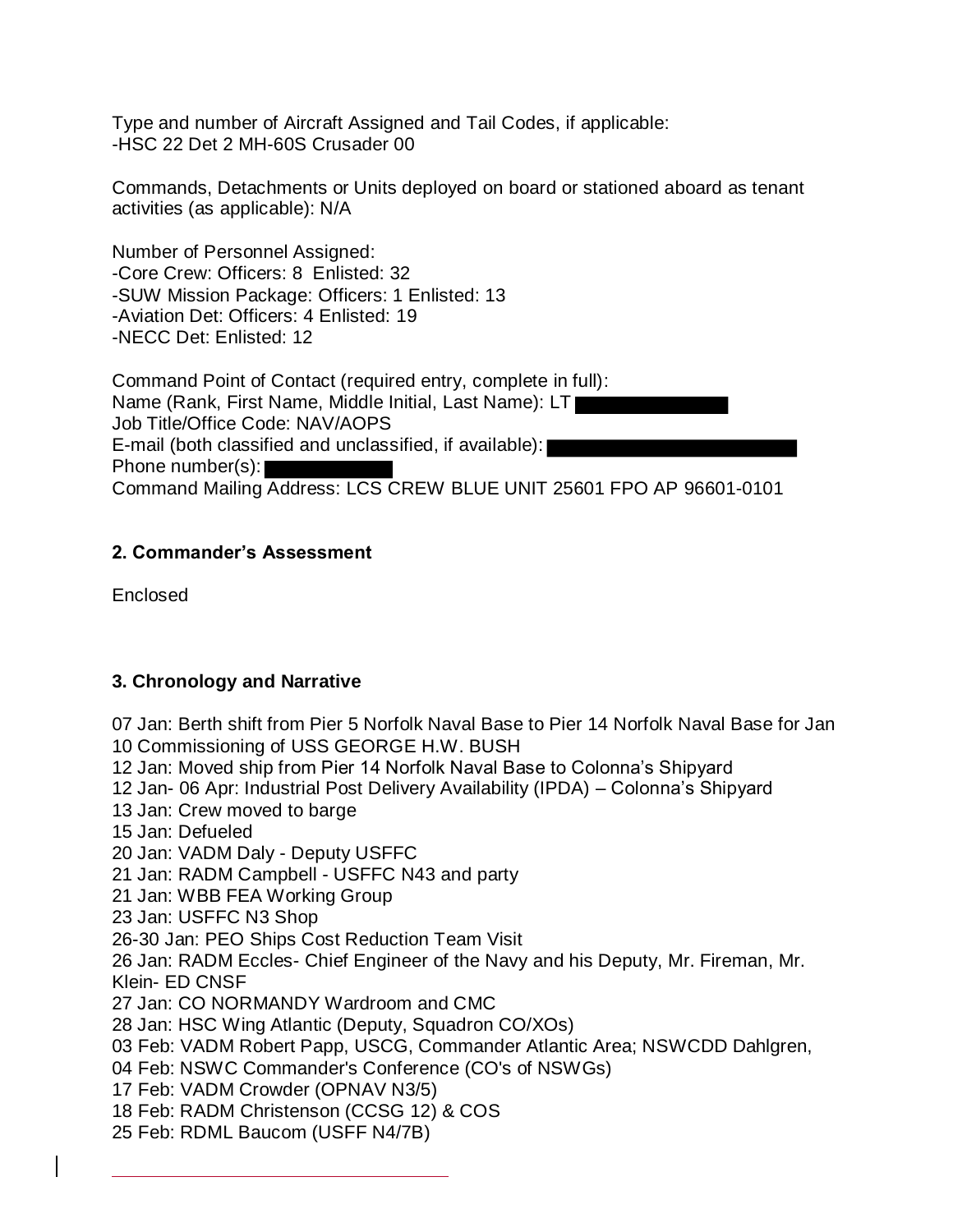Type and number of Aircraft Assigned and Tail Codes, if applicable:
-HSC 22 Det 2 MH-60S Crusader 00

Commands, Detachments or Units deployed on board or stationed aboard as tenant activities (as applicable): N/A

Number of Personnel Assigned:
-Core Crew: Officers: 8 Enlisted: 32
-SUW Mission Package: Officers: 1 Enlisted: 13
-Aviation Det: Officers: 4 Enlisted: 19
-NECC Det: Enlisted: 12

Command Point of Contact (required entry, complete in full):
Name (Rank, First Name, Middle Initial, Last Name): LT
Job Title/Office Code: NAV/AOPS
E-mail (both classified and unclassified, if available):
Phone number(s):
Command Mailing Address: LCS CREW BLUE UNIT 25601 FPO AP 96601-0101

**2. Commander's Assessment**

Enclosed

**3. Chronology and Narrative**

07 Jan: Berth shift from Pier 5 Norfolk Naval Base to Pier 14 Norfolk Naval Base for Jan 10 Commissioning of USS GEORGE H.W. BUSH
12 Jan: Moved ship from Pier 14 Norfolk Naval Base to Colonna's Shipyard
12 Jan- 06 Apr: Industrial Post Delivery Availability (IPDA) – Colonna's Shipyard
13 Jan: Crew moved to barge
15 Jan: Defueled
20 Jan: VADM Daly - Deputy USFFC
21 Jan: RADM Campbell - USFFC N43 and party
21 Jan: WBB FEA Working Group
23 Jan: USFFC N3 Shop
26-30 Jan: PEO Ships Cost Reduction Team Visit
26 Jan: RADM Eccles- Chief Engineer of the Navy and his Deputy, Mr. Fireman, Mr. Klein- ED CNSF
27 Jan: CO NORMANDY Wardroom and CMC
28 Jan: HSC Wing Atlantic (Deputy, Squadron CO/XOs)
03 Feb: VADM Robert Papp, USCG, Commander Atlantic Area; NSWCDD Dahlgren,
04 Feb: NSWC Commander's Conference (CO's of NSWGs)
17 Feb: VADM Crowder (OPNAV N3/5)
18 Feb: RADM Christenson (CCSG 12) & COS
25 Feb: RDML Baucom (USFF N4/7B)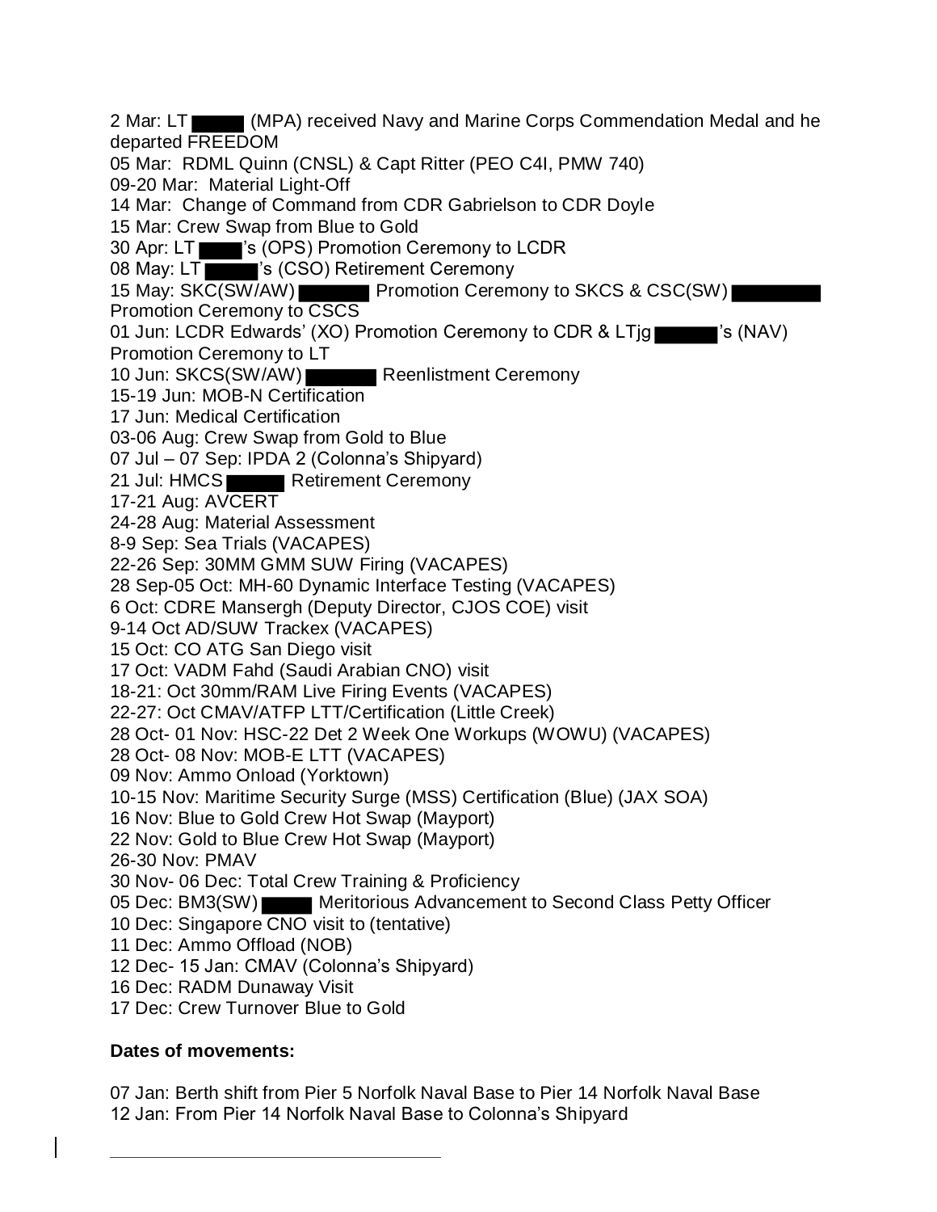2 Mar: LT ██████ (MPA) received Navy and Marine Corps Commendation Medal and he departed FREEDOM
05 Mar: RDML Quinn (CNSL) & Capt Ritter (PEO C4I, PMW 740)
09-20 Mar: Material Light-Off
14 Mar: Change of Command from CDR Gabrielson to CDR Doyle
15 Mar: Crew Swap from Blue to Gold
30 Apr: LT ██████'s (OPS) Promotion Ceremony to LCDR
08 May: LT ██████'s (CSO) Retirement Ceremony
15 May: SKC(SW/AW) ██████ Promotion Ceremony to SKCS & CSC(SW) ██████ Promotion Ceremony to CSCS
01 Jun: LCDR Edwards' (XO) Promotion Ceremony to CDR & LTjg ██████'s (NAV) Promotion Ceremony to LT
10 Jun: SKCS(SW/AW) ██████ Reenlistment Ceremony
15-19 Jun: MOB-N Certification
17 Jun: Medical Certification
03-06 Aug: Crew Swap from Gold to Blue
07 Jul – 07 Sep: IPDA 2 (Colonna's Shipyard)
21 Jul: HMCS ██████ Retirement Ceremony
17-21 Aug: AVCERT
24-28 Aug: Material Assessment
8-9 Sep: Sea Trials (VACAPES)
22-26 Sep: 30MM GMM SUW Firing (VACAPES)
28 Sep-05 Oct: MH-60 Dynamic Interface Testing (VACAPES)
6 Oct: CDRE Mansergh (Deputy Director, CJOS COE) visit
9-14 Oct AD/SUW Trackex (VACAPES)
15 Oct: CO ATG San Diego visit
17 Oct: VADM Fahd (Saudi Arabian CNO) visit
18-21: Oct 30mm/RAM Live Firing Events (VACAPES)
22-27: Oct CMAV/ATFP LTT/Certification (Little Creek)
28 Oct- 01 Nov: HSC-22 Det 2 Week One Workups (WOWU) (VACAPES)
28 Oct- 08 Nov: MOB-E LTT (VACAPES)
09 Nov: Ammo Onload (Yorktown)
10-15 Nov: Maritime Security Surge (MSS) Certification (Blue) (JAX SOA)
16 Nov: Blue to Gold Crew Hot Swap (Mayport)
22 Nov: Gold to Blue Crew Hot Swap (Mayport)
26-30 Nov: PMAV
30 Nov- 06 Dec: Total Crew Training & Proficiency
05 Dec: BM3(SW) ██████ Meritorious Advancement to Second Class Petty Officer
10 Dec: Singapore CNO visit to (tentative)
11 Dec: Ammo Offload (NOB)
12 Dec- 15 Jan: CMAV (Colonna's Shipyard)
16 Dec: RADM Dunaway Visit
17 Dec: Crew Turnover Blue to Gold

**Dates of movements:**

07 Jan: Berth shift from Pier 5 Norfolk Naval Base to Pier 14 Norfolk Naval Base
12 Jan: From Pier 14 Norfolk Naval Base to Colonna's Shipyard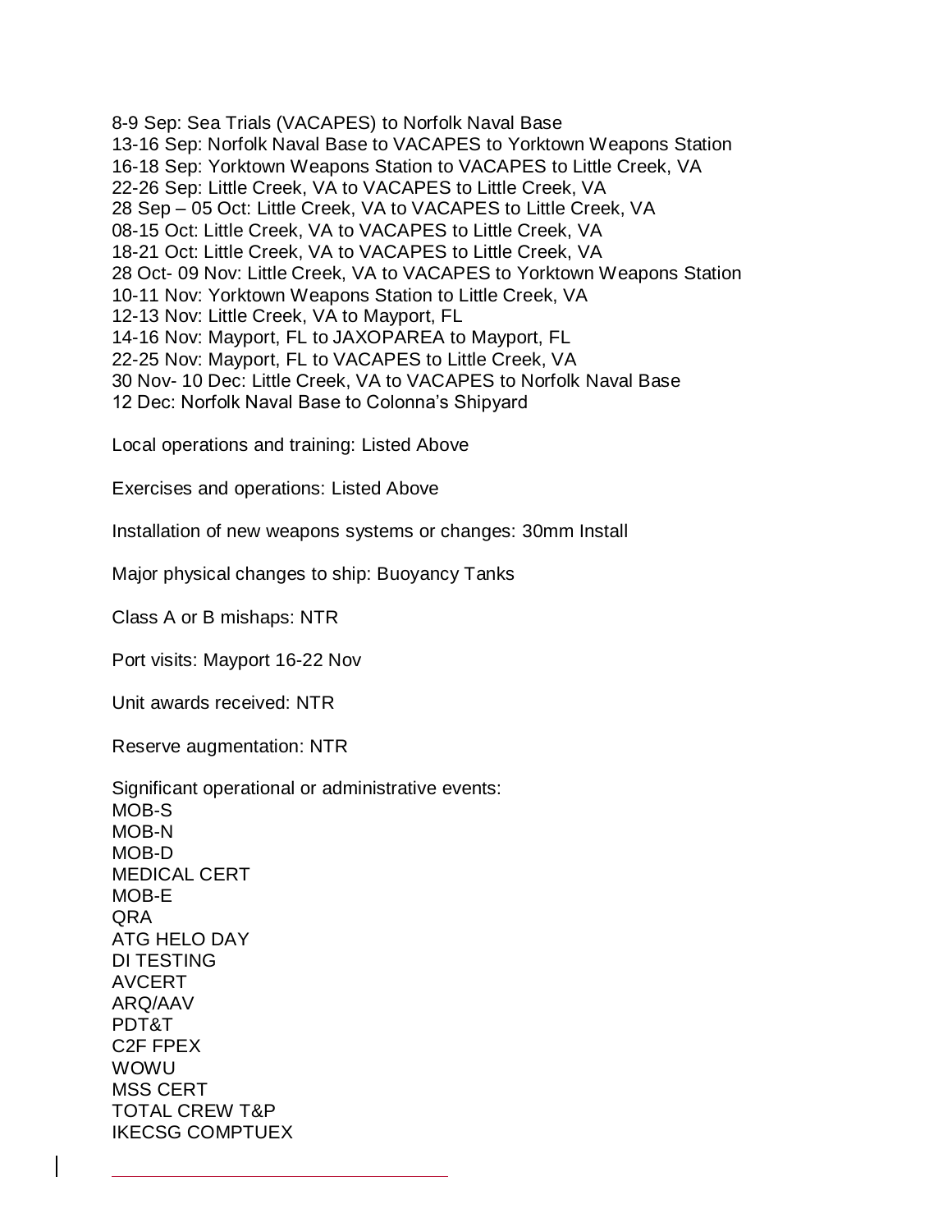8-9 Sep: Sea Trials (VACAPES) to Norfolk Naval Base
13-16 Sep: Norfolk Naval Base to VACAPES to Yorktown Weapons Station
16-18 Sep: Yorktown Weapons Station to VACAPES to Little Creek, VA
22-26 Sep: Little Creek, VA to VACAPES to Little Creek, VA
28 Sep – 05 Oct: Little Creek, VA to VACAPES to Little Creek, VA
08-15 Oct: Little Creek, VA to VACAPES to Little Creek, VA
18-21 Oct: Little Creek, VA to VACAPES to Little Creek, VA
28 Oct- 09 Nov: Little Creek, VA to VACAPES to Yorktown Weapons Station
10-11 Nov: Yorktown Weapons Station to Little Creek, VA
12-13 Nov: Little Creek, VA to Mayport, FL
14-16 Nov: Mayport, FL to JAXOPAREA to Mayport, FL
22-25 Nov: Mayport, FL to VACAPES to Little Creek, VA
30 Nov- 10 Dec: Little Creek, VA to VACAPES to Norfolk Naval Base
12 Dec: Norfolk Naval Base to Colonna's Shipyard

Local operations and training: Listed Above

Exercises and operations: Listed Above

Installation of new weapons systems or changes: 30mm Install

Major physical changes to ship: Buoyancy Tanks

Class A or B mishaps: NTR

Port visits: Mayport 16-22 Nov

Unit awards received: NTR

Reserve augmentation: NTR

Significant operational or administrative events:
MOB-S
MOB-N
MOB-D
MEDICAL CERT
MOB-E
QRA
ATG HELO DAY
DI TESTING
AVCERT
ARQ/AAV
PDT&T
C2F FPEX
WOWU
MSS CERT
TOTAL CREW T&P
IKECSG COMPTUEX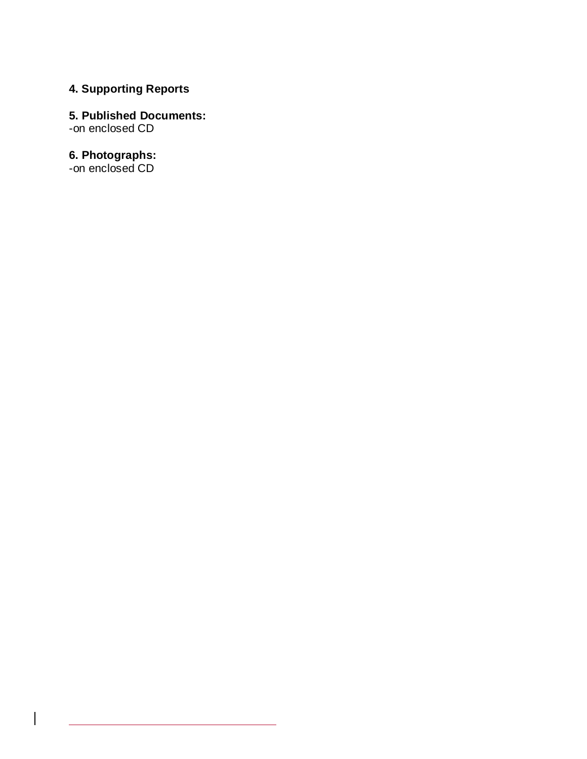**4. Supporting Reports**

**5. Published Documents:**
-on enclosed CD

**6. Photographs:**
-on enclosed CD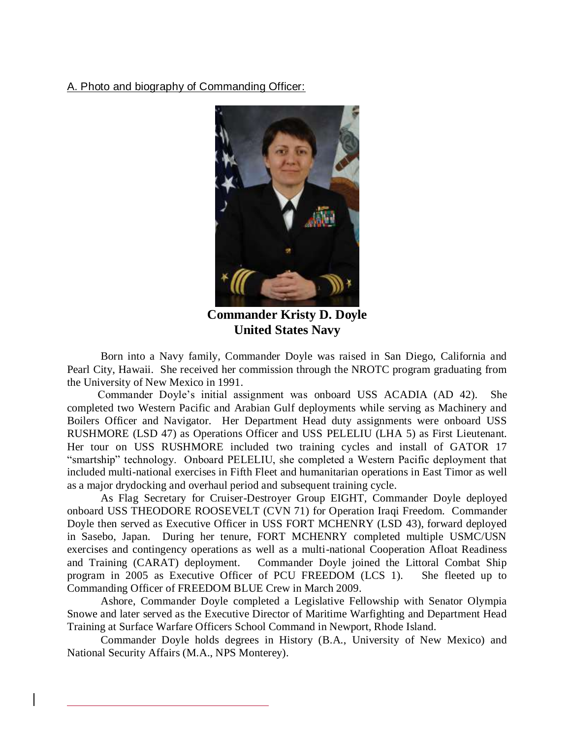A. Photo and biography of Commanding Officer:

**Commander Kristy D. Doyle**
**United States Navy**

Born into a Navy family, Commander Doyle was raised in San Diego, California and Pearl City, Hawaii. She received her commission through the NROTC program graduating from the University of New Mexico in 1991.

Commander Doyle's initial assignment was onboard USS ACADIA (AD 42). She completed two Western Pacific and Arabian Gulf deployments while serving as Machinery and Boilers Officer and Navigator. Her Department Head duty assignments were onboard USS RUSHMORE (LSD 47) as Operations Officer and USS PELELIU (LHA 5) as First Lieutenant. Her tour on USS RUSHMORE included two training cycles and install of GATOR 17 "smartship" technology. Onboard PELELIU, she completed a Western Pacific deployment that included multi-national exercises in Fifth Fleet and humanitarian operations in East Timor as well as a major drydocking and overhaul period and subsequent training cycle.

As Flag Secretary for Cruiser-Destroyer Group EIGHT, Commander Doyle deployed onboard USS THEODORE ROOSEVELT (CVN 71) for Operation Iraqi Freedom. Commander Doyle then served as Executive Officer in USS FORT MCHENRY (LSD 43), forward deployed in Sasebo, Japan. During her tenure, FORT MCHENRY completed multiple USMC/USN exercises and contingency operations as well as a multi-national Cooperation Afloat Readiness and Training (CARAT) deployment. Commander Doyle joined the Littoral Combat Ship program in 2005 as Executive Officer of PCU FREEDOM (LCS 1). She fleeted up to Commanding Officer of FREEDOM BLUE Crew in March 2009.

Ashore, Commander Doyle completed a Legislative Fellowship with Senator Olympia Snowe and later served as the Executive Director of Maritime Warfighting and Department Head Training at Surface Warfare Officers School Command in Newport, Rhode Island.

Commander Doyle holds degrees in History (B.A., University of New Mexico) and National Security Affairs (M.A., NPS Monterey).